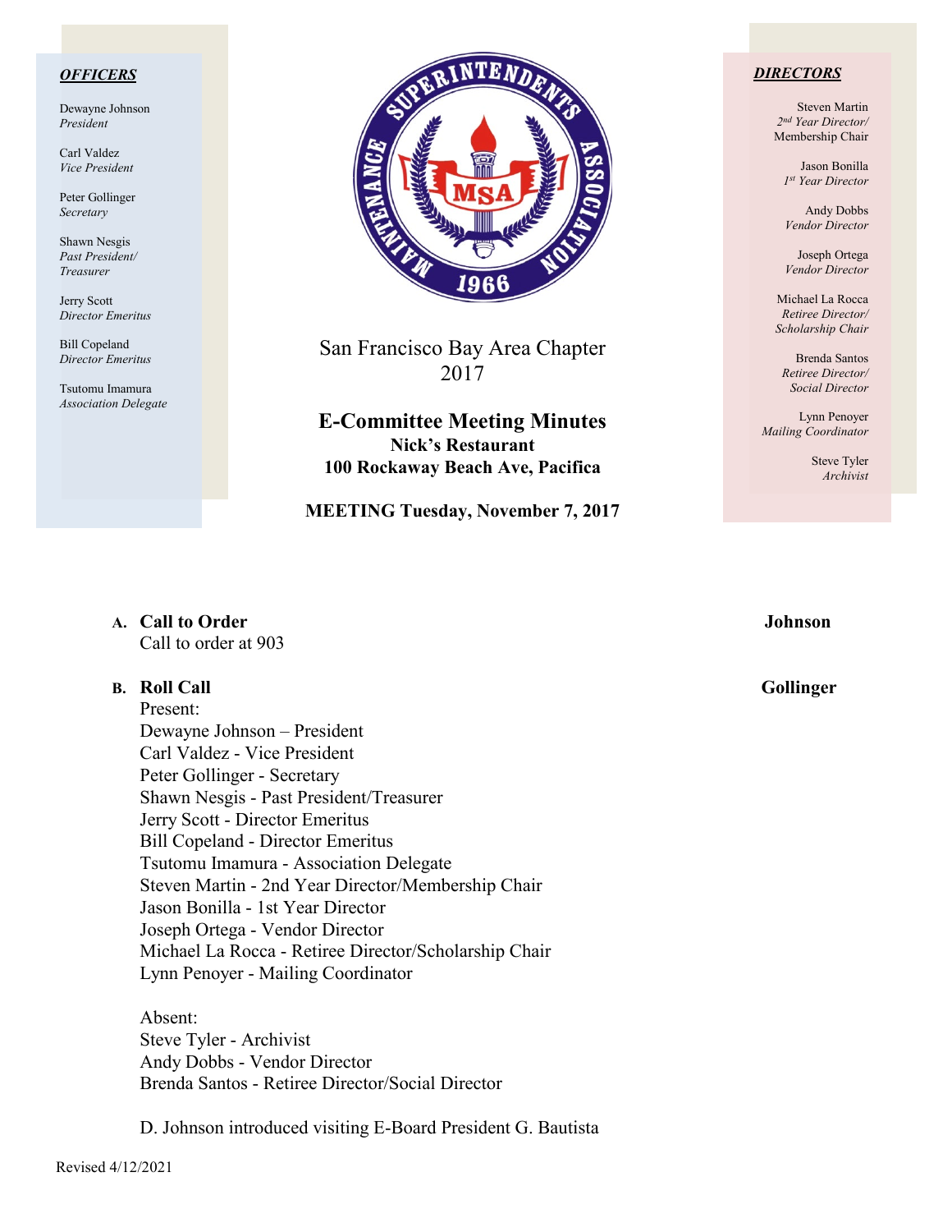**OFFICERS**

Dewayne Johnson
*President*

Carl Valdez
*Vice President*

Peter Gollinger
*Secretary*

Shawn Nesgis
*Past President/ Treasurer*

Jerry Scott
*Director Emeritus*

Bill Copeland
*Director Emeritus*

Tsutomu Imamura
*Association Delegate*

San Francisco Bay Area Chapter
2017

# E-Committee Meeting Minutes

**Nick's Restaurant**
**100 Rockaway Beach Ave, Pacifica**

**MEETING Tuesday, November 7, 2017**

**DIRECTORS**

Steven Martin
*2nd Year Director/ Membership Chair*

Jason Bonilla
*1st Year Director*

Andy Dobbs
*Vendor Director*

Joseph Ortega
*Vendor Director*

Michael La Rocca
*Retiree Director/ Scholarship Chair*

Brenda Santos
*Retiree Director/ Social Director*

Lynn Penoyer
*Mailing Coordinator*

Steve Tyler
*Archivist*

**A. Call to Order** — **Johnson**

Call to order at 903

**B. Roll Call** — **Gollinger**

Present:
Dewayne Johnson – President
Carl Valdez - Vice President
Peter Gollinger - Secretary
Shawn Nesgis - Past President/Treasurer
Jerry Scott - Director Emeritus
Bill Copeland - Director Emeritus
Tsutomu Imamura - Association Delegate
Steven Martin - 2nd Year Director/Membership Chair
Jason Bonilla - 1st Year Director
Joseph Ortega - Vendor Director
Michael La Rocca - Retiree Director/Scholarship Chair
Lynn Penoyer - Mailing Coordinator

Absent:
Steve Tyler - Archivist
Andy Dobbs - Vendor Director
Brenda Santos - Retiree Director/Social Director

D. Johnson introduced visiting E-Board President G. Bautista

Revised 4/12/2021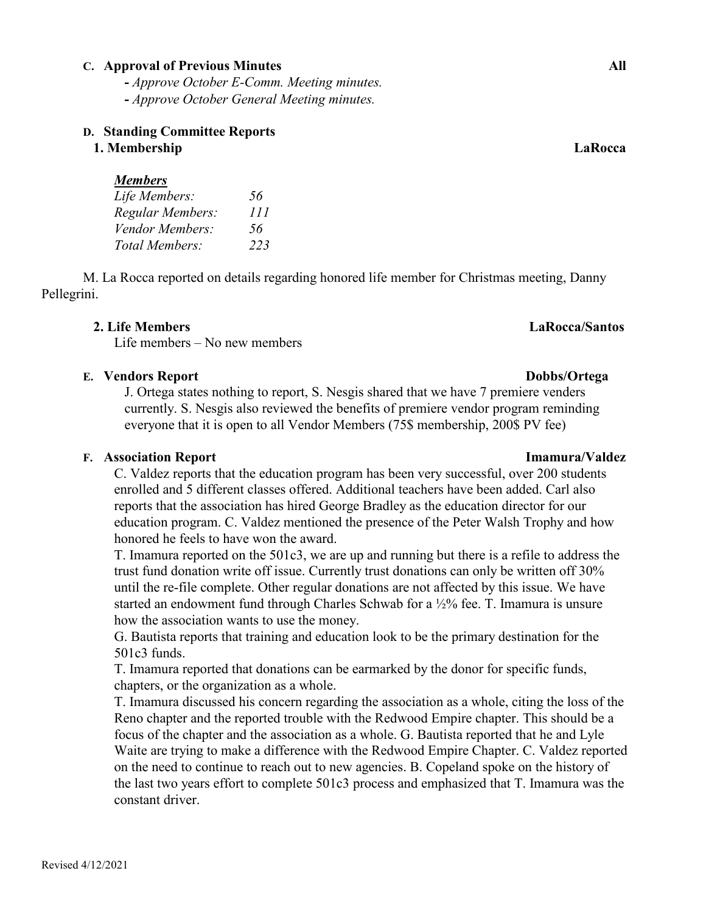**C. Approval of Previous Minutes** **All**

- *Approve October E-Comm. Meeting minutes.*
- *Approve October General Meeting minutes.*

**D. Standing Committee Reports**

**1. Membership** **LaRocca**

***Members***

| | |
|---|---|
| *Life Members:* | *56* |
| *Regular Members:* | *111* |
| *Vendor Members:* | *56* |
| *Total Members:* | *223* |

M. La Rocca reported on details regarding honored life member for Christmas meeting, Danny Pellegrini.

**2. Life Members** **LaRocca/Santos**

Life members – No new members

**E. Vendors Report** **Dobbs/Ortega**

J. Ortega states nothing to report, S. Nesgis shared that we have 7 premiere venders currently. S. Nesgis also reviewed the benefits of premiere vendor program reminding everyone that it is open to all Vendor Members (75$ membership, 200$ PV fee)

**F. Association Report** **Imamura/Valdez**

C. Valdez reports that the education program has been very successful, over 200 students enrolled and 5 different classes offered. Additional teachers have been added. Carl also reports that the association has hired George Bradley as the education director for our education program. C. Valdez mentioned the presence of the Peter Walsh Trophy and how honored he feels to have won the award.

T. Imamura reported on the 501c3, we are up and running but there is a refile to address the trust fund donation write off issue. Currently trust donations can only be written off 30% until the re-file complete. Other regular donations are not affected by this issue. We have started an endowment fund through Charles Schwab for a ½% fee. T. Imamura is unsure how the association wants to use the money.

G. Bautista reports that training and education look to be the primary destination for the 501c3 funds.

T. Imamura reported that donations can be earmarked by the donor for specific funds, chapters, or the organization as a whole.

T. Imamura discussed his concern regarding the association as a whole, citing the loss of the Reno chapter and the reported trouble with the Redwood Empire chapter. This should be a focus of the chapter and the association as a whole. G. Bautista reported that he and Lyle Waite are trying to make a difference with the Redwood Empire Chapter. C. Valdez reported on the need to continue to reach out to new agencies. B. Copeland spoke on the history of the last two years effort to complete 501c3 process and emphasized that T. Imamura was the constant driver.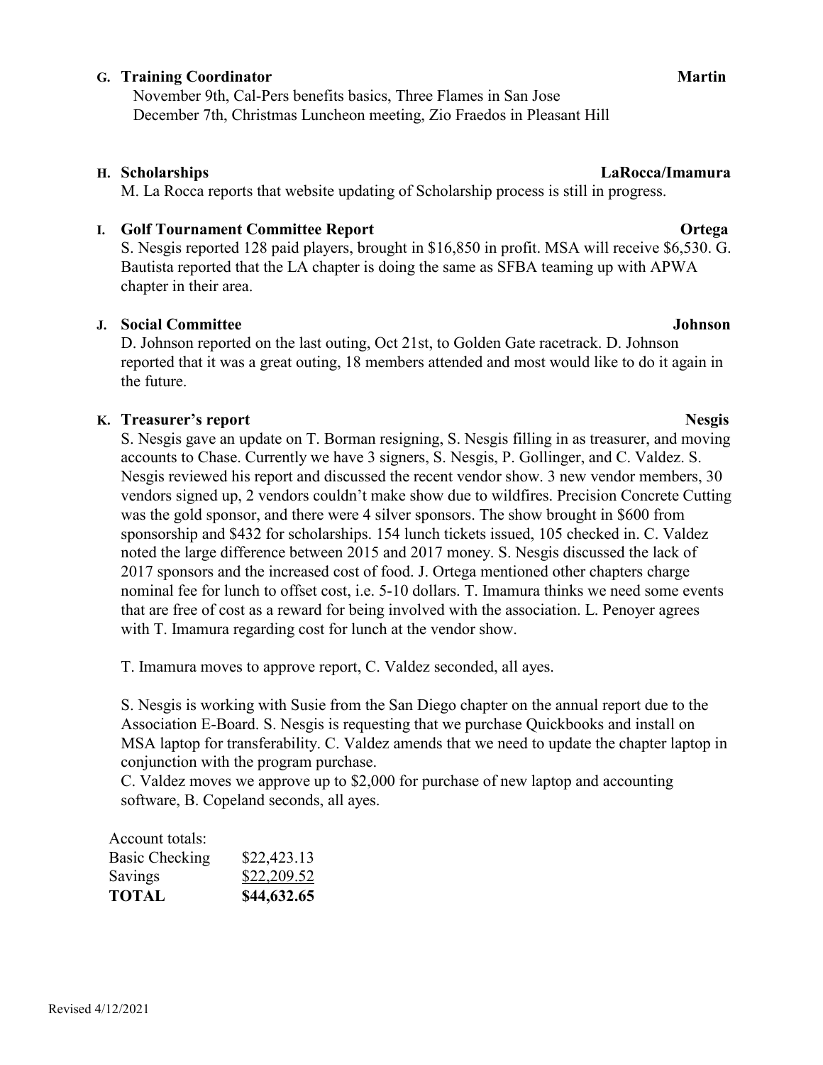**G. Training Coordinator** **Martin**

November 9th, Cal-Pers benefits basics, Three Flames in San Jose
December 7th, Christmas Luncheon meeting, Zio Fraedos in Pleasant Hill

**H. Scholarships** **LaRocca/Imamura**

M. La Rocca reports that website updating of Scholarship process is still in progress.

**I. Golf Tournament Committee Report** **Ortega**

S. Nesgis reported 128 paid players, brought in $16,850 in profit. MSA will receive $6,530. G. Bautista reported that the LA chapter is doing the same as SFBA teaming up with APWA chapter in their area.

**J. Social Committee** **Johnson**

D. Johnson reported on the last outing, Oct 21st, to Golden Gate racetrack. D. Johnson reported that it was a great outing, 18 members attended and most would like to do it again in the future.

**K. Treasurer's report** **Nesgis**

S. Nesgis gave an update on T. Borman resigning, S. Nesgis filling in as treasurer, and moving accounts to Chase. Currently we have 3 signers, S. Nesgis, P. Gollinger, and C. Valdez. S. Nesgis reviewed his report and discussed the recent vendor show. 3 new vendor members, 30 vendors signed up, 2 vendors couldn't make show due to wildfires. Precision Concrete Cutting was the gold sponsor, and there were 4 silver sponsors. The show brought in $600 from sponsorship and $432 for scholarships. 154 lunch tickets issued, 105 checked in. C. Valdez noted the large difference between 2015 and 2017 money. S. Nesgis discussed the lack of 2017 sponsors and the increased cost of food. J. Ortega mentioned other chapters charge nominal fee for lunch to offset cost, i.e. 5-10 dollars. T. Imamura thinks we need some events that are free of cost as a reward for being involved with the association. L. Penoyer agrees with T. Imamura regarding cost for lunch at the vendor show.

T. Imamura moves to approve report, C. Valdez seconded, all ayes.

S. Nesgis is working with Susie from the San Diego chapter on the annual report due to the Association E-Board. S. Nesgis is requesting that we purchase Quickbooks and install on MSA laptop for transferability. C. Valdez amends that we need to update the chapter laptop in conjunction with the program purchase.
C. Valdez moves we approve up to $2,000 for purchase of new laptop and accounting software, B. Copeland seconds, all ayes.

| Account totals: | |
|---|---|
| Basic Checking | $22,423.13 |
| Savings | $22,209.52 |
| **TOTAL** | **$44,632.65** |

Revised 4/12/2021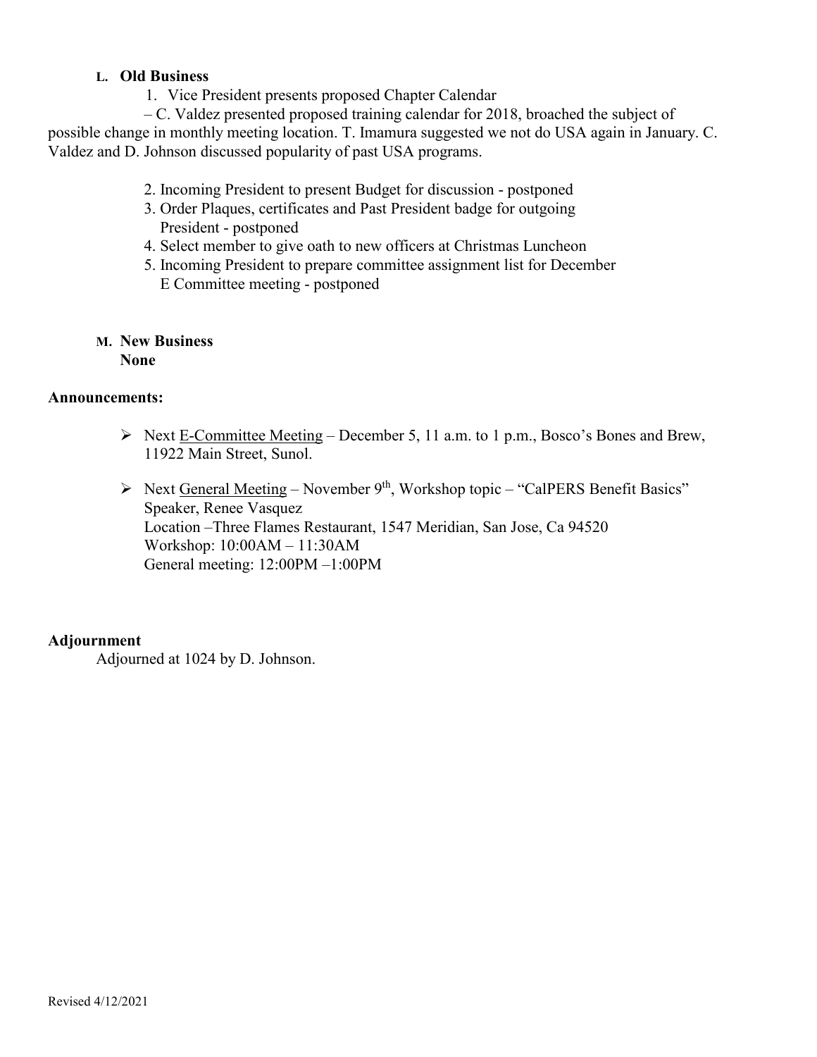**L. Old Business**

1. Vice President presents proposed Chapter Calendar

– C. Valdez presented proposed training calendar for 2018, broached the subject of possible change in monthly meeting location. T. Imamura suggested we not do USA again in January. C. Valdez and D. Johnson discussed popularity of past USA programs.

2. Incoming President to present Budget for discussion - postponed
3. Order Plaques, certificates and Past President badge for outgoing President - postponed
4. Select member to give oath to new officers at Christmas Luncheon
5. Incoming President to prepare committee assignment list for December E Committee meeting - postponed

**M. New Business**
**None**

**Announcements:**

- Next E-Committee Meeting – December 5, 11 a.m. to 1 p.m., Bosco's Bones and Brew, 11922 Main Street, Sunol.
- Next General Meeting – November 9th, Workshop topic – "CalPERS Benefit Basics"
  Speaker, Renee Vasquez
  Location –Three Flames Restaurant, 1547 Meridian, San Jose, Ca 94520
  Workshop: 10:00AM – 11:30AM
  General meeting: 12:00PM –1:00PM

**Adjournment**

Adjourned at 1024 by D. Johnson.

Revised 4/12/2021